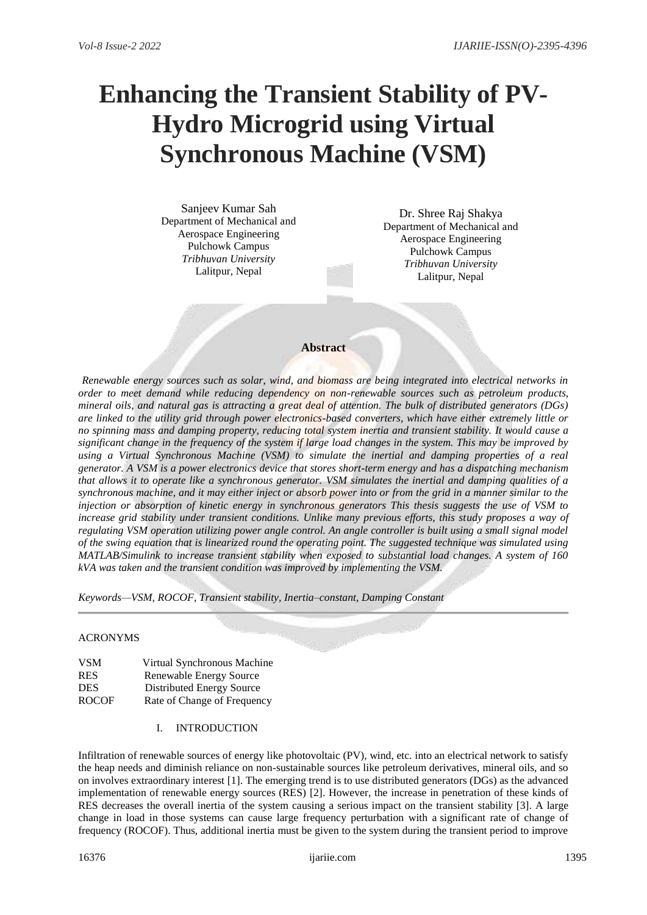# Enhancing the Transient Stability of PV-Hydro Microgrid using Virtual Synchronous Machine (VSM)

Sanjeev Kumar Sah
Department of Mechanical and Aerospace Engineering
Pulchowk Campus
*Tribhuvan University*
Lalitpur, Nepal

Dr. Shree Raj Shakya
Department of Mechanical and Aerospace Engineering
Pulchowk Campus
*Tribhuvan University*
Lalitpur, Nepal

## Abstract

*Renewable energy sources such as solar, wind, and biomass are being integrated into electrical networks in order to meet demand while reducing dependency on non-renewable sources such as petroleum products, mineral oils, and natural gas is attracting a great deal of attention. The bulk of distributed generators (DGs) are linked to the utility grid through power electronics-based converters, which have either extremely little or no spinning mass and damping property, reducing total system inertia and transient stability. It would cause a significant change in the frequency of the system if large load changes in the system. This may be improved by using a Virtual Synchronous Machine (VSM) to simulate the inertial and damping properties of a real generator. A VSM is a power electronics device that stores short-term energy and has a dispatching mechanism that allows it to operate like a synchronous generator. VSM simulates the inertial and damping qualities of a synchronous machine, and it may either inject or absorb power into or from the grid in a manner similar to the injection or absorption of kinetic energy in synchronous generators This thesis suggests the use of VSM to increase grid stability under transient conditions. Unlike many previous efforts, this study proposes a way of regulating VSM operation utilizing power angle control. An angle controller is built using a small signal model of the swing equation that is linearized round the operating point. The suggested technique was simulated using MATLAB/Simulink to increase transient stability when exposed to substantial load changes. A system of 160 kVA was taken and the transient condition was improved by implementing the VSM.*

*Keywords—VSM, ROCOF, Transient stability, Inertia–constant, Damping Constant*

---

ACRONYMS

| | |
|---|---|
| VSM | Virtual Synchronous Machine |
| RES | Renewable Energy Source |
| DES | Distributed Energy Source |
| ROCOF | Rate of Change of Frequency |

## I. INTRODUCTION

Infiltration of renewable sources of energy like photovoltaic (PV), wind, etc. into an electrical network to satisfy the heap needs and diminish reliance on non-sustainable sources like petroleum derivatives, mineral oils, and so on involves extraordinary interest [1]. The emerging trend is to use distributed generators (DGs) as the advanced implementation of renewable energy sources (RES) [2]. However, the increase in penetration of these kinds of RES decreases the overall inertia of the system causing a serious impact on the transient stability [3]. A large change in load in those systems can cause large frequency perturbation with a significant rate of change of frequency (ROCOF). Thus, additional inertia must be given to the system during the transient period to improve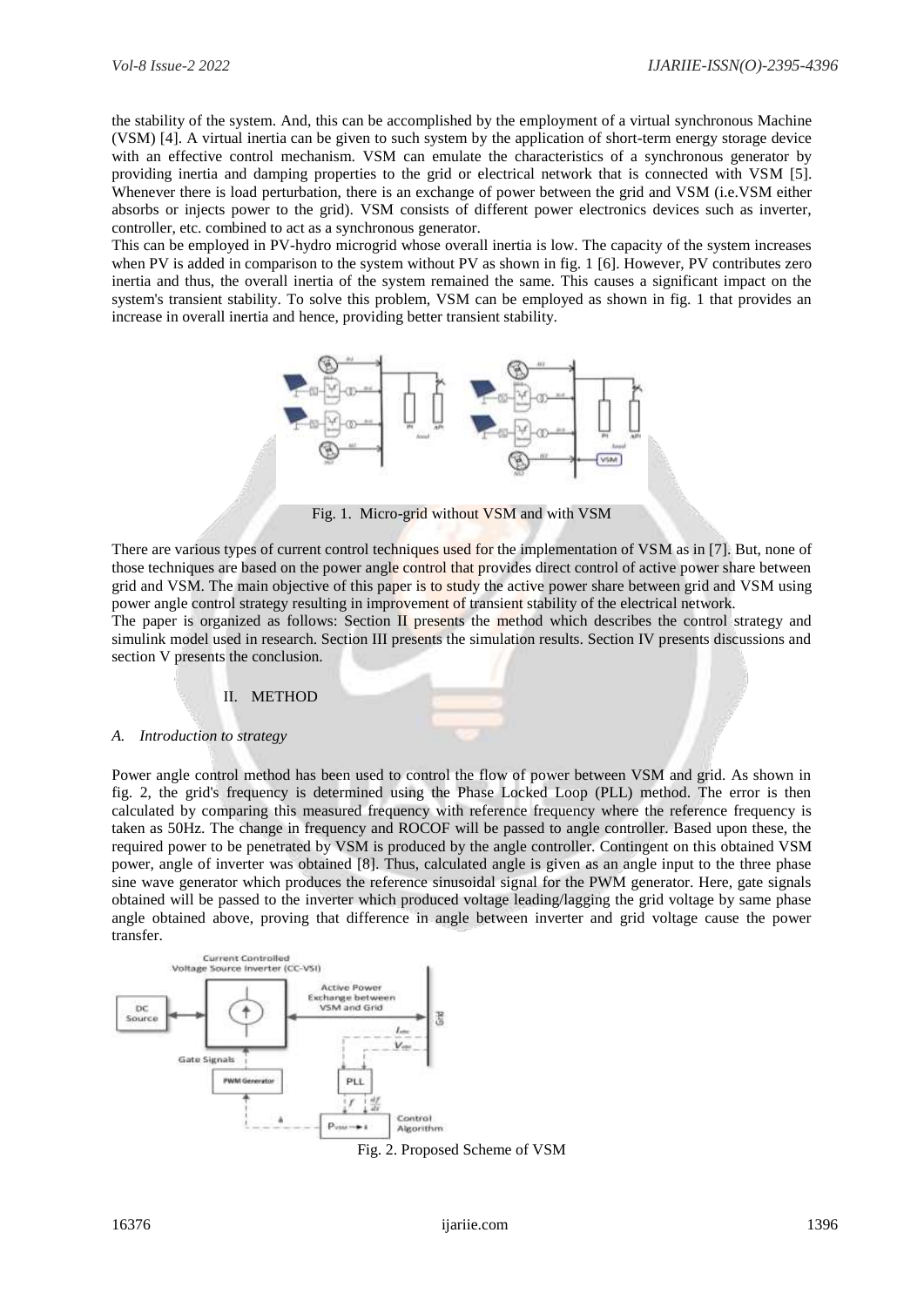the stability of the system. And, this can be accomplished by the employment of a virtual synchronous Machine (VSM) [4]. A virtual inertia can be given to such system by the application of short-term energy storage device with an effective control mechanism. VSM can emulate the characteristics of a synchronous generator by providing inertia and damping properties to the grid or electrical network that is connected with VSM [5]. Whenever there is load perturbation, there is an exchange of power between the grid and VSM (i.e.VSM either absorbs or injects power to the grid). VSM consists of different power electronics devices such as inverter, controller, etc. combined to act as a synchronous generator.

This can be employed in PV-hydro microgrid whose overall inertia is low. The capacity of the system increases when PV is added in comparison to the system without PV as shown in fig. 1 [6]. However, PV contributes zero inertia and thus, the overall inertia of the system remained the same. This causes a significant impact on the system's transient stability. To solve this problem, VSM can be employed as shown in fig. 1 that provides an increase in overall inertia and hence, providing better transient stability.

Fig. 1. Micro-grid without VSM and with VSM

There are various types of current control techniques used for the implementation of VSM as in [7]. But, none of those techniques are based on the power angle control that provides direct control of active power share between grid and VSM. The main objective of this paper is to study the active power share between grid and VSM using power angle control strategy resulting in improvement of transient stability of the electrical network.

The paper is organized as follows: Section II presents the method which describes the control strategy and simulink model used in research. Section III presents the simulation results. Section IV presents discussions and section V presents the conclusion.

## II. METHOD

### *A. Introduction to strategy*

Power angle control method has been used to control the flow of power between VSM and grid. As shown in fig. 2, the grid's frequency is determined using the Phase Locked Loop (PLL) method. The error is then calculated by comparing this measured frequency with reference frequency where the reference frequency is taken as 50Hz. The change in frequency and ROCOF will be passed to angle controller. Based upon these, the required power to be penetrated by VSM is produced by the angle controller. Contingent on this obtained VSM power, angle of inverter was obtained [8]. Thus, calculated angle is given as an angle input to the three phase sine wave generator which produces the reference sinusoidal signal for the PWM generator. Here, gate signals obtained will be passed to the inverter which produced voltage leading/lagging the grid voltage by same phase angle obtained above, proving that difference in angle between inverter and grid voltage cause the power transfer.

Fig. 2. Proposed Scheme of VSM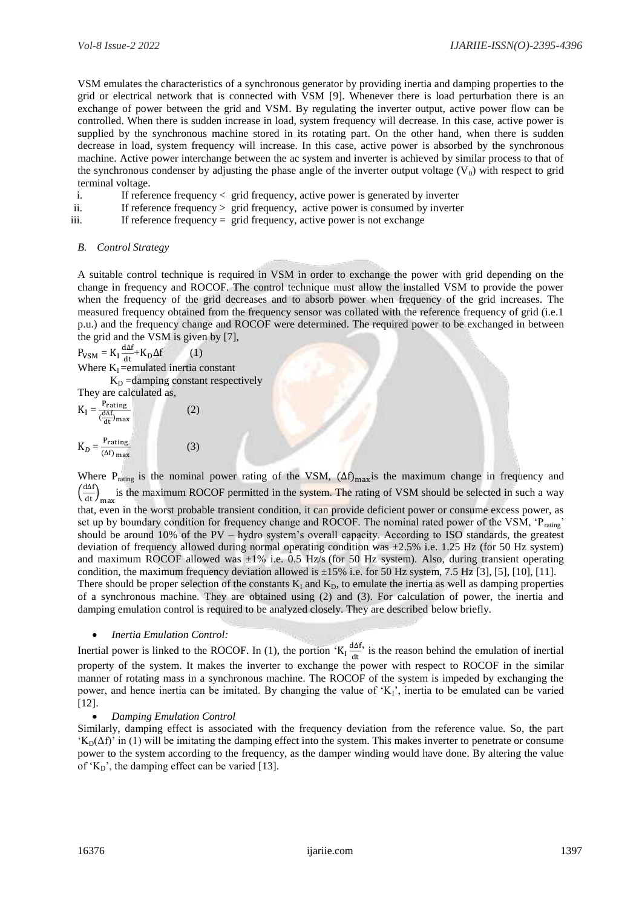VSM emulates the characteristics of a synchronous generator by providing inertia and damping properties to the grid or electrical network that is connected with VSM [9]. Whenever there is load perturbation there is an exchange of power between the grid and VSM. By regulating the inverter output, active power flow can be controlled. When there is sudden increase in load, system frequency will decrease. In this case, active power is supplied by the synchronous machine stored in its rotating part. On the other hand, when there is sudden decrease in load, system frequency will increase. In this case, active power is absorbed by the synchronous machine. Active power interchange between the ac system and inverter is achieved by similar process to that of the synchronous condenser by adjusting the phase angle of the inverter output voltage ($V_0$) with respect to grid terminal voltage.

i. If reference frequency < grid frequency, active power is generated by inverter
ii. If reference frequency > grid frequency, active power is consumed by inverter
iii. If reference frequency = grid frequency, active power is not exchange

### *B. Control Strategy*

A suitable control technique is required in VSM in order to exchange the power with grid depending on the change in frequency and ROCOF. The control technique must allow the installed VSM to provide the power when the frequency of the grid decreases and to absorb power when frequency of the grid increases. The measured frequency obtained from the frequency sensor was collated with the reference frequency of grid (i.e.1 p.u.) and the frequency change and ROCOF were determined. The required power to be exchanged in between the grid and the VSM is given by [7],

$$P_{VSM} = K_I \frac{d\Delta f}{dt} + K_D \Delta f \qquad (1)$$

Where $K_I$ =emulated inertia constant

$K_D$ =damping constant respectively

They are calculated as,

$$K_I = \frac{P_{rating}}{(\frac{d\Delta f}{dt})_{max}} \qquad (2)$$

$$K_D = \frac{P_{rating}}{(\Delta f)_{max}} \qquad (3)$$

Where $P_{rating}$ is the nominal power rating of the VSM, $(\Delta f)_{max}$ is the maximum change in frequency and $\left(\frac{d\Delta f}{dt}\right)_{max}$ is the maximum ROCOF permitted in the system. The rating of VSM should be selected in such a way that, even in the worst probable transient condition, it can provide deficient power or consume excess power, as set up by boundary condition for frequency change and ROCOF. The nominal rated power of the VSM, '$P_{rating}$' should be around 10% of the PV – hydro system's overall capacity. According to ISO standards, the greatest deviation of frequency allowed during normal operating condition was ±2.5% i.e. 1.25 Hz (for 50 Hz system) and maximum ROCOF allowed was ±1% i.e. 0.5 Hz/s (for 50 Hz system). Also, during transient operating condition, the maximum frequency deviation allowed is ±15% i.e. for 50 Hz system, 7.5 Hz [3], [5], [10], [11].

There should be proper selection of the constants $K_I$ and $K_D$, to emulate the inertia as well as damping properties of a synchronous machine. They are obtained using (2) and (3). For calculation of power, the inertia and damping emulation control is required to be analyzed closely. They are described below briefly.

- *Inertia Emulation Control:*

Inertial power is linked to the ROCOF. In (1), the portion '$K_I \frac{d\Delta f}{dt}$' is the reason behind the emulation of inertial property of the system. It makes the inverter to exchange the power with respect to ROCOF in the similar manner of rotating mass in a synchronous machine. The ROCOF of the system is impeded by exchanging the power, and hence inertia can be imitated. By changing the value of '$K_I$', inertia to be emulated can be varied [12].

- *Damping Emulation Control*

Similarly, damping effect is associated with the frequency deviation from the reference value. So, the part '$K_D(\Delta f)$' in (1) will be imitating the damping effect into the system. This makes inverter to penetrate or consume power to the system according to the frequency, as the damper winding would have done. By altering the value of '$K_D$', the damping effect can be varied [13].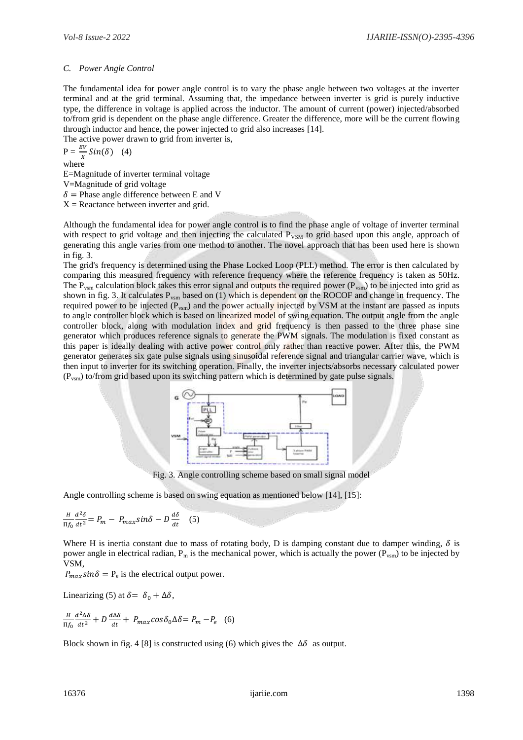*C. Power Angle Control*

The fundamental idea for power angle control is to vary the phase angle between two voltages at the inverter terminal and at the grid terminal. Assuming that, the impedance between inverter is grid is purely inductive type, the difference in voltage is applied across the inductor. The amount of current (power) injected/absorbed to/from grid is dependent on the phase angle difference. Greater the difference, more will be the current flowing through inductor and hence, the power injected to grid also increases [14].

The active power drawn to grid from inverter is,

$$P = \frac{EV}{X} Sin(\delta) \quad (4)$$

where

E=Magnitude of inverter terminal voltage

V=Magnitude of grid voltage

$\delta$ = Phase angle difference between E and V

X = Reactance between inverter and grid.

Although the fundamental idea for power angle control is to find the phase angle of voltage of inverter terminal with respect to grid voltage and then injecting the calculated $P_{VSM}$ to grid based upon this angle, approach of generating this angle varies from one method to another. The novel approach that has been used here is shown in fig. 3.

The grid's frequency is determined using the Phase Locked Loop (PLL) method. The error is then calculated by comparing this measured frequency with reference frequency where the reference frequency is taken as 50Hz. The $P_{vsm}$ calculation block takes this error signal and outputs the required power ($P_{vsm}$) to be injected into grid as shown in fig. 3. It calculates $P_{vsm}$ based on (1) which is dependent on the ROCOF and change in frequency. The required power to be injected ($P_{vsm}$) and the power actually injected by VSM at the instant are passed as inputs to angle controller block which is based on linearized model of swing equation. The output angle from the angle controller block, along with modulation index and grid frequency is then passed to the three phase sine generator which produces reference signals to generate the PWM signals. The modulation is fixed constant as this paper is ideally dealing with active power control only rather than reactive power. After this, the PWM generator generates six gate pulse signals using sinusoidal reference signal and triangular carrier wave, which is then input to inverter for its switching operation. Finally, the inverter injects/absorbs necessary calculated power ($P_{vsm}$) to/from grid based upon its switching pattern which is determined by gate pulse signals.

Fig. 3. Angle controlling scheme based on small signal model

Angle controlling scheme is based on swing equation as mentioned below [14], [15]:

$$\frac{H}{\Pi f_0}\frac{d^2\delta}{dt^2} = P_m - P_{max}sin\delta - D\frac{d\delta}{dt} \quad (5)$$

Where H is inertia constant due to mass of rotating body, D is damping constant due to damper winding, $\delta$ is power angle in electrical radian, $P_m$ is the mechanical power, which is actually the power ($P_{vsm}$) to be injected by VSM,

$P_{max}sin\delta = P_e$ is the electrical output power.

Linearizing (5) at $\delta = \delta_0 + \Delta\delta$,

$$\frac{H}{\Pi f_0}\frac{d^2\Delta\delta}{dt^2} + D\frac{d\Delta\delta}{dt} + P_{max}cos\delta_0\Delta\delta = P_m - P_e \quad (6)$$

Block shown in fig. 4 [8] is constructed using (6) which gives the $\Delta\delta$ as output.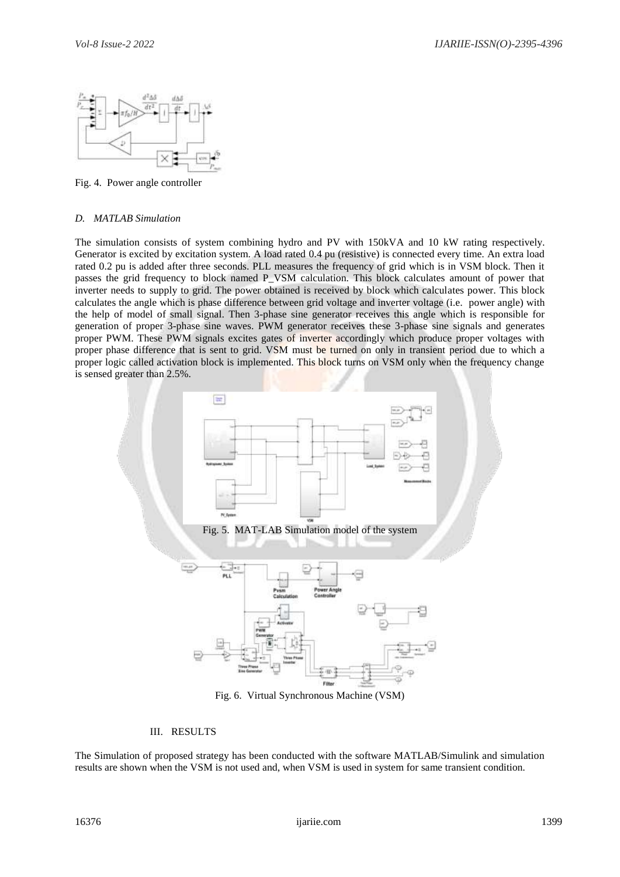Fig. 4. Power angle controller

### D. MATLAB Simulation

The simulation consists of system combining hydro and PV with 150kVA and 10 kW rating respectively. Generator is excited by excitation system. A load rated 0.4 pu (resistive) is connected every time. An extra load rated 0.2 pu is added after three seconds. PLL measures the frequency of grid which is in VSM block. Then it passes the grid frequency to block named P_VSM calculation. This block calculates amount of power that inverter needs to supply to grid. The power obtained is received by block which calculates power. This block calculates the angle which is phase difference between grid voltage and inverter voltage (i.e. power angle) with the help of model of small signal. Then 3-phase sine generator receives this angle which is responsible for generation of proper 3-phase sine waves. PWM generator receives these 3-phase sine signals and generates proper PWM. These PWM signals excites gates of inverter accordingly which produce proper voltages with proper phase difference that is sent to grid. VSM must be turned on only in transient period due to which a proper logic called activation block is implemented. This block turns on VSM only when the frequency change is sensed greater than 2.5%.

Fig. 5. MAT-LAB Simulation model of the system

Fig. 6. Virtual Synchronous Machine (VSM)

## III. RESULTS

The Simulation of proposed strategy has been conducted with the software MATLAB/Simulink and simulation results are shown when the VSM is not used and, when VSM is used in system for same transient condition.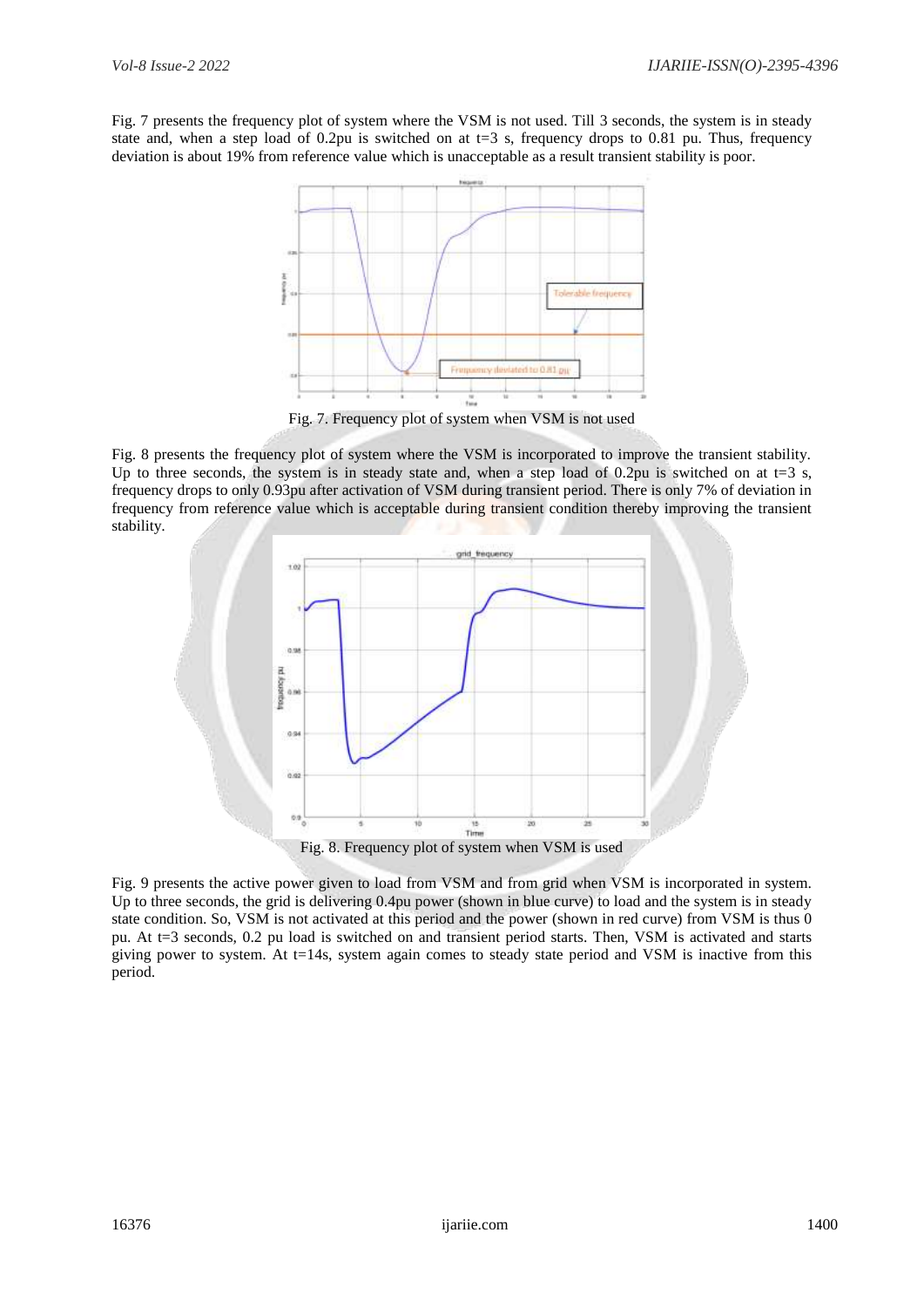Fig. 7 presents the frequency plot of system where the VSM is not used. Till 3 seconds, the system is in steady state and, when a step load of 0.2pu is switched on at t=3 s, frequency drops to 0.81 pu. Thus, frequency deviation is about 19% from reference value which is unacceptable as a result transient stability is poor.

Fig. 7. Frequency plot of system when VSM is not used

Fig. 8 presents the frequency plot of system where the VSM is incorporated to improve the transient stability. Up to three seconds, the system is in steady state and, when a step load of 0.2pu is switched on at t=3 s, frequency drops to only 0.93pu after activation of VSM during transient period. There is only 7% of deviation in frequency from reference value which is acceptable during transient condition thereby improving the transient stability.

Fig. 8. Frequency plot of system when VSM is used

Fig. 9 presents the active power given to load from VSM and from grid when VSM is incorporated in system. Up to three seconds, the grid is delivering 0.4pu power (shown in blue curve) to load and the system is in steady state condition. So, VSM is not activated at this period and the power (shown in red curve) from VSM is thus 0 pu. At t=3 seconds, 0.2 pu load is switched on and transient period starts. Then, VSM is activated and starts giving power to system. At t=14s, system again comes to steady state period and VSM is inactive from this period.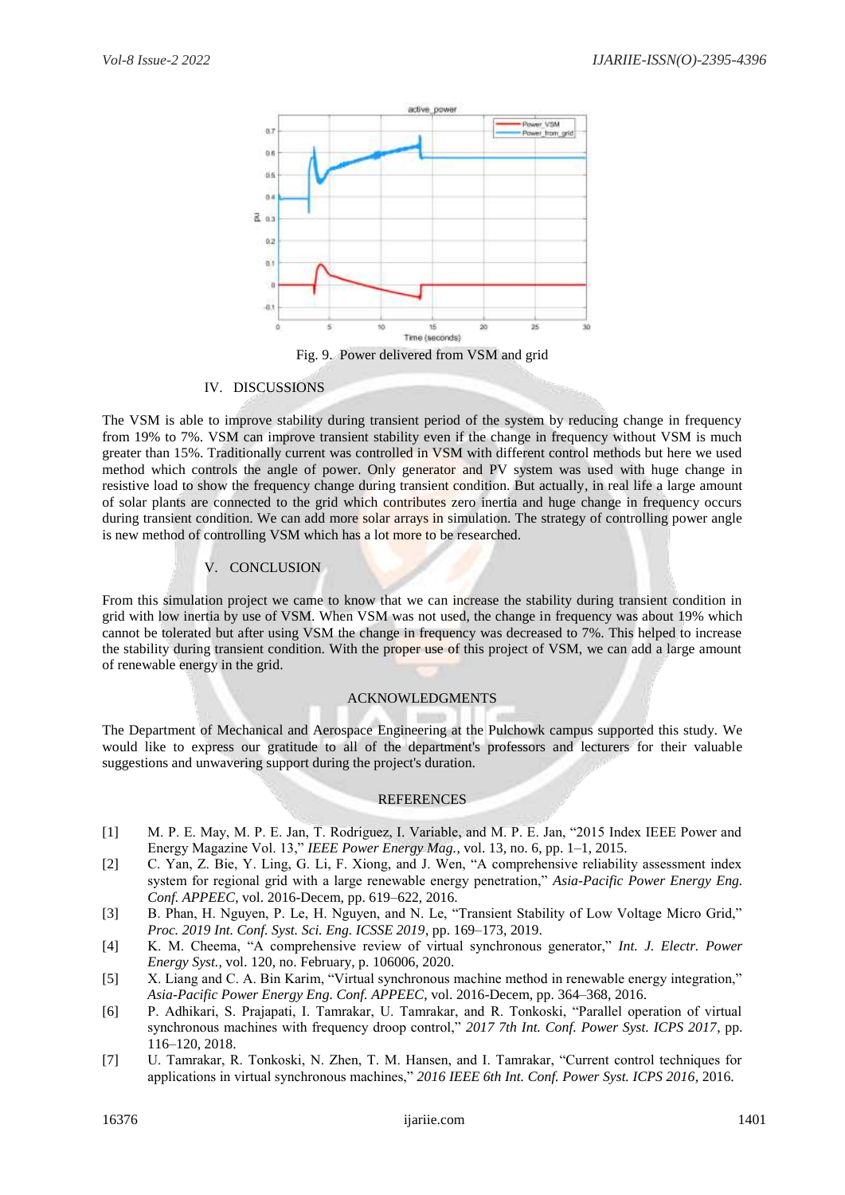Fig. 9. Power delivered from VSM and grid

## IV. DISCUSSIONS

The VSM is able to improve stability during transient period of the system by reducing change in frequency from 19% to 7%. VSM can improve transient stability even if the change in frequency without VSM is much greater than 15%. Traditionally current was controlled in VSM with different control methods but here we used method which controls the angle of power. Only generator and PV system was used with huge change in resistive load to show the frequency change during transient condition. But actually, in real life a large amount of solar plants are connected to the grid which contributes zero inertia and huge change in frequency occurs during transient condition. We can add more solar arrays in simulation. The strategy of controlling power angle is new method of controlling VSM which has a lot more to be researched.

## V. CONCLUSION

From this simulation project we came to know that we can increase the stability during transient condition in grid with low inertia by use of VSM. When VSM was not used, the change in frequency was about 19% which cannot be tolerated but after using VSM the change in frequency was decreased to 7%. This helped to increase the stability during transient condition. With the proper use of this project of VSM, we can add a large amount of renewable energy in the grid.

## ACKNOWLEDGMENTS

The Department of Mechanical and Aerospace Engineering at the Pulchowk campus supported this study. We would like to express our gratitude to all of the department's professors and lecturers for their valuable suggestions and unwavering support during the project's duration.

## REFERENCES

[1] M. P. E. May, M. P. E. Jan, T. Rodriguez, I. Variable, and M. P. E. Jan, "2015 Index IEEE Power and Energy Magazine Vol. 13," *IEEE Power Energy Mag.*, vol. 13, no. 6, pp. 1–1, 2015.

[2] C. Yan, Z. Bie, Y. Ling, G. Li, F. Xiong, and J. Wen, "A comprehensive reliability assessment index system for regional grid with a large renewable energy penetration," *Asia-Pacific Power Energy Eng. Conf. APPEEC*, vol. 2016-Decem, pp. 619–622, 2016.

[3] B. Phan, H. Nguyen, P. Le, H. Nguyen, and N. Le, "Transient Stability of Low Voltage Micro Grid," *Proc. 2019 Int. Conf. Syst. Sci. Eng. ICSSE 2019*, pp. 169–173, 2019.

[4] K. M. Cheema, "A comprehensive review of virtual synchronous generator," *Int. J. Electr. Power Energy Syst.*, vol. 120, no. February, p. 106006, 2020.

[5] X. Liang and C. A. Bin Karim, "Virtual synchronous machine method in renewable energy integration," *Asia-Pacific Power Energy Eng. Conf. APPEEC*, vol. 2016-Decem, pp. 364–368, 2016.

[6] P. Adhikari, S. Prajapati, I. Tamrakar, U. Tamrakar, and R. Tonkoski, "Parallel operation of virtual synchronous machines with frequency droop control," *2017 7th Int. Conf. Power Syst. ICPS 2017*, pp. 116–120, 2018.

[7] U. Tamrakar, R. Tonkoski, N. Zhen, T. M. Hansen, and I. Tamrakar, "Current control techniques for applications in virtual synchronous machines," *2016 IEEE 6th Int. Conf. Power Syst. ICPS 2016*, 2016.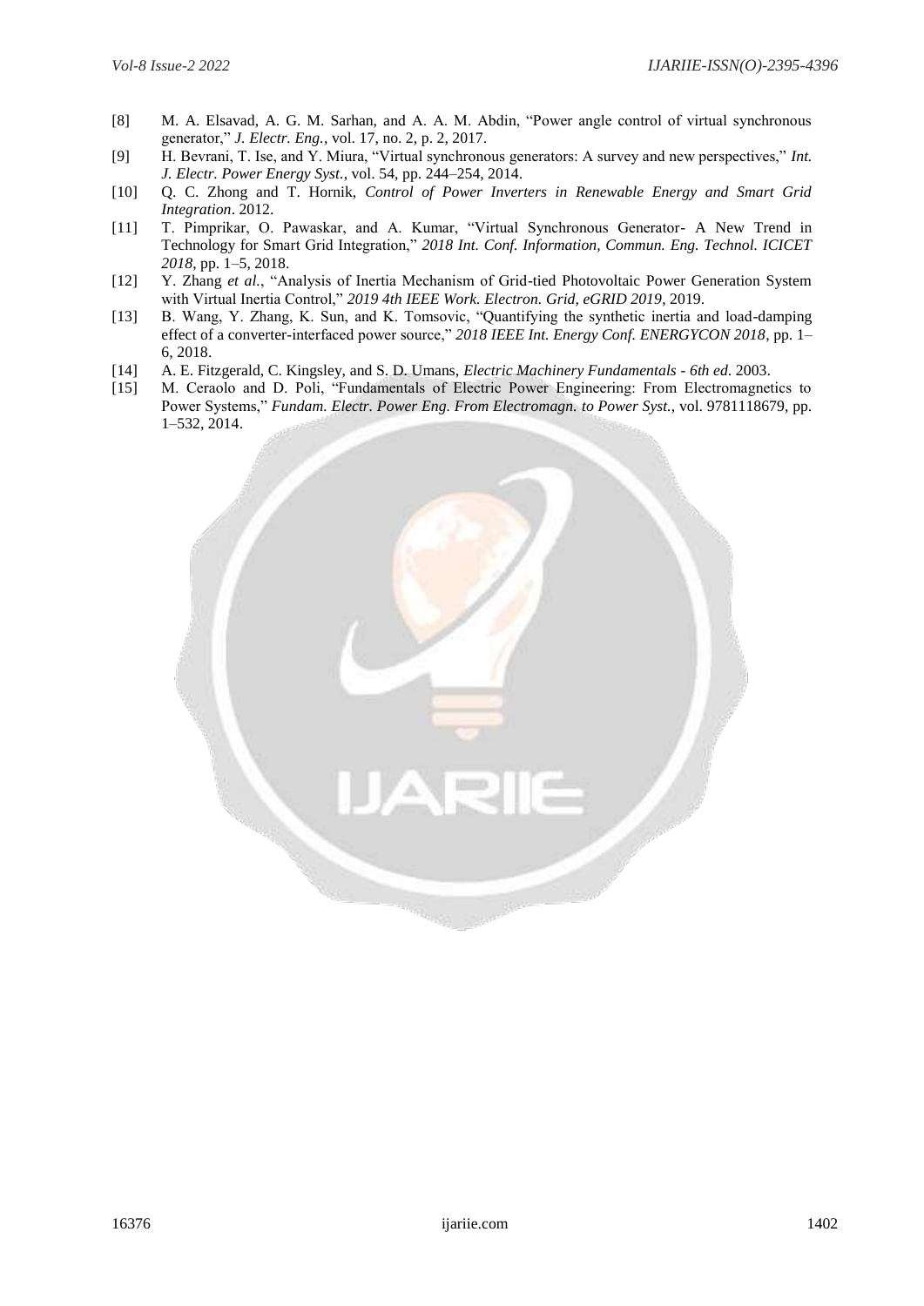[8] M. A. Elsavad, A. G. M. Sarhan, and A. A. M. Abdin, "Power angle control of virtual synchronous generator," *J. Electr. Eng.*, vol. 17, no. 2, p. 2, 2017.

[9] H. Bevrani, T. Ise, and Y. Miura, "Virtual synchronous generators: A survey and new perspectives," *Int. J. Electr. Power Energy Syst.*, vol. 54, pp. 244–254, 2014.

[10] Q. C. Zhong and T. Hornik, *Control of Power Inverters in Renewable Energy and Smart Grid Integration*. 2012.

[11] T. Pimprikar, O. Pawaskar, and A. Kumar, "Virtual Synchronous Generator- A New Trend in Technology for Smart Grid Integration," *2018 Int. Conf. Information, Commun. Eng. Technol. ICICET 2018*, pp. 1–5, 2018.

[12] Y. Zhang *et al.*, "Analysis of Inertia Mechanism of Grid-tied Photovoltaic Power Generation System with Virtual Inertia Control," *2019 4th IEEE Work. Electron. Grid, eGRID 2019*, 2019.

[13] B. Wang, Y. Zhang, K. Sun, and K. Tomsovic, "Quantifying the synthetic inertia and load-damping effect of a converter-interfaced power source," *2018 IEEE Int. Energy Conf. ENERGYCON 2018*, pp. 1–6, 2018.

[14] A. E. Fitzgerald, C. Kingsley, and S. D. Umans, *Electric Machinery Fundamentals - 6th ed*. 2003.

[15] M. Ceraolo and D. Poli, "Fundamentals of Electric Power Engineering: From Electromagnetics to Power Systems," *Fundam. Electr. Power Eng. From Electromagn. to Power Syst.*, vol. 9781118679, pp. 1–532, 2014.